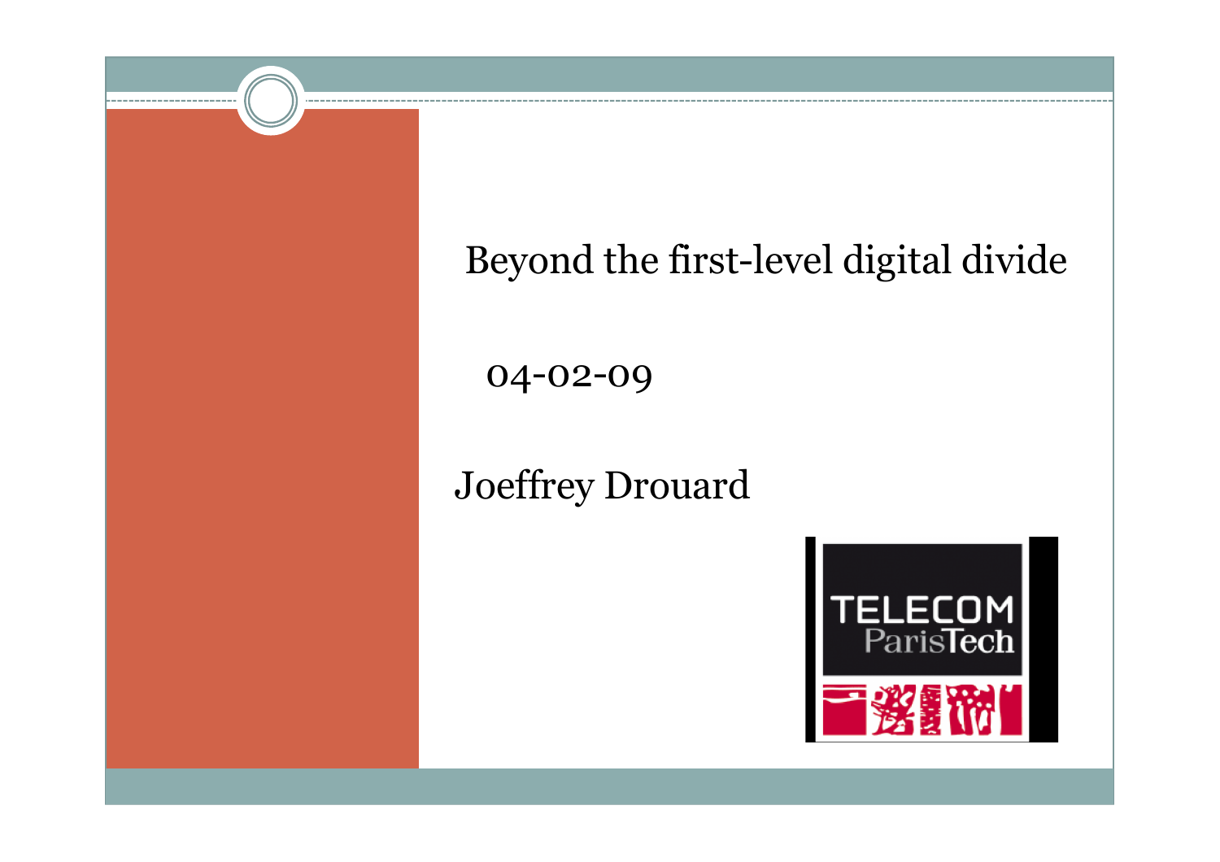# Beyond the first-level digital divide

04-02-09

Joeffrey Drouard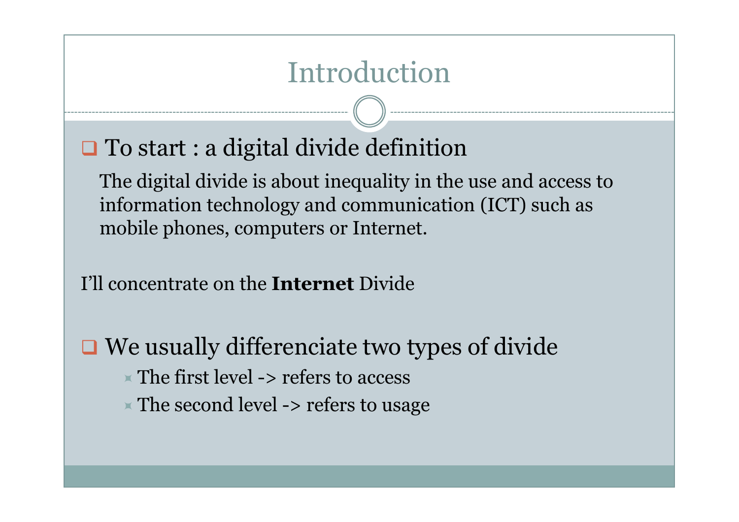# Introduction

- To start : a digital divide definition

  The digital divide is about inequality in the use and access to information technology and communication (ICT) such as mobile phones, computers or Internet.

I'll concentrate on the **Internet** Divide

- We usually differenciate two types of divide
  - The first level -> refers to access
  - The second level -> refers to usage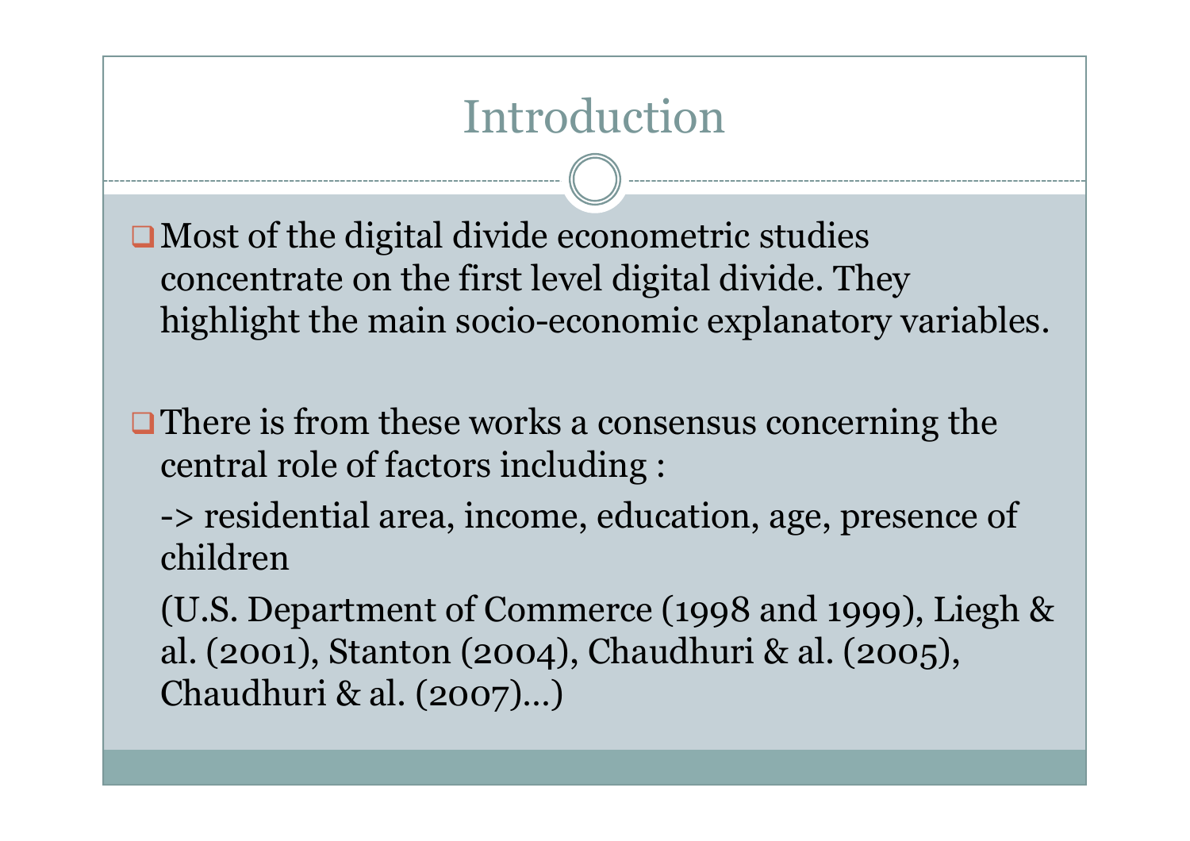# Introduction

- Most of the digital divide econometric studies concentrate on the first level digital divide. They highlight the main socio-economic explanatory variables.

- There is from these works a consensus concerning the central role of factors including :

  -> residential area, income, education, age, presence of children

  (U.S. Department of Commerce (1998 and 1999), Liegh & al. (2001), Stanton (2004), Chaudhuri & al. (2005), Chaudhuri & al. (2007)…)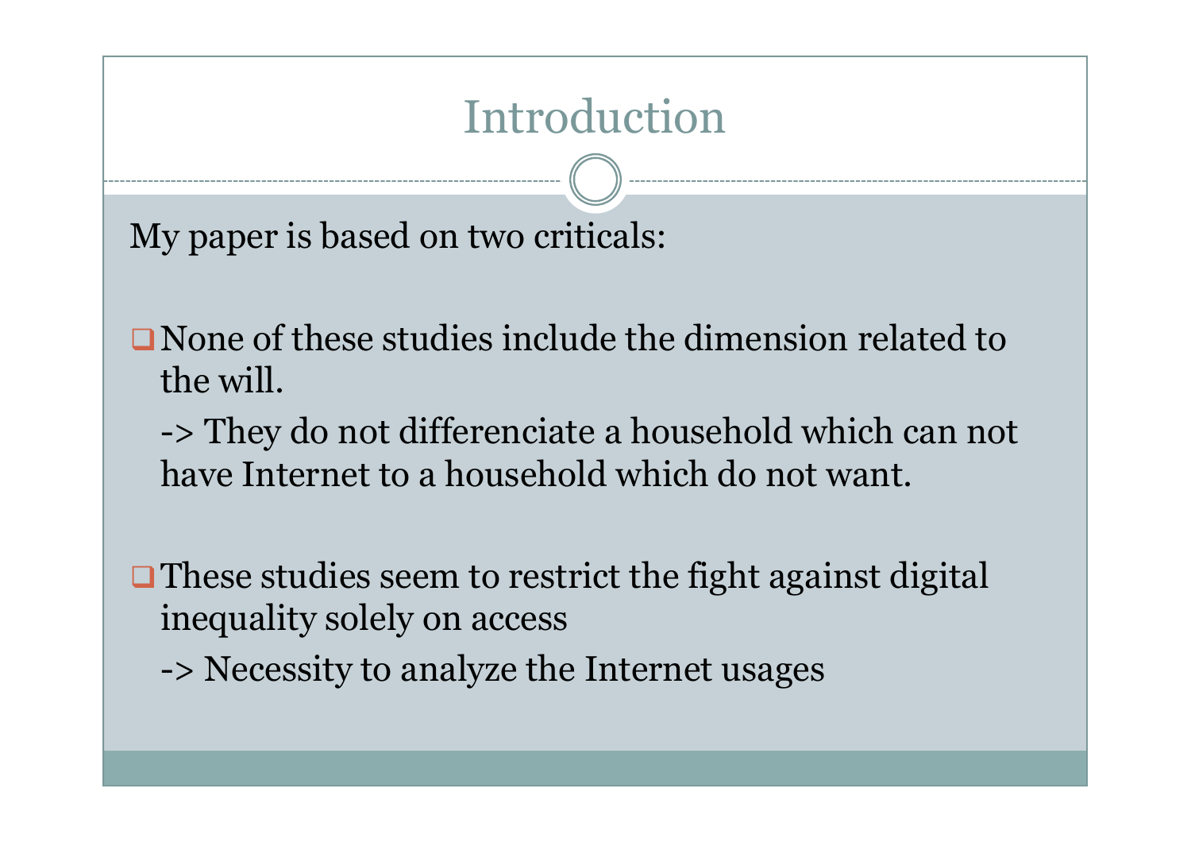# Introduction

My paper is based on two criticals:

- None of these studies include the dimension related to the will.

  -> They do not differenciate a household which can not have Internet to a household which do not want.

- These studies seem to restrict the fight against digital inequality solely on access

  -> Necessity to analyze the Internet usages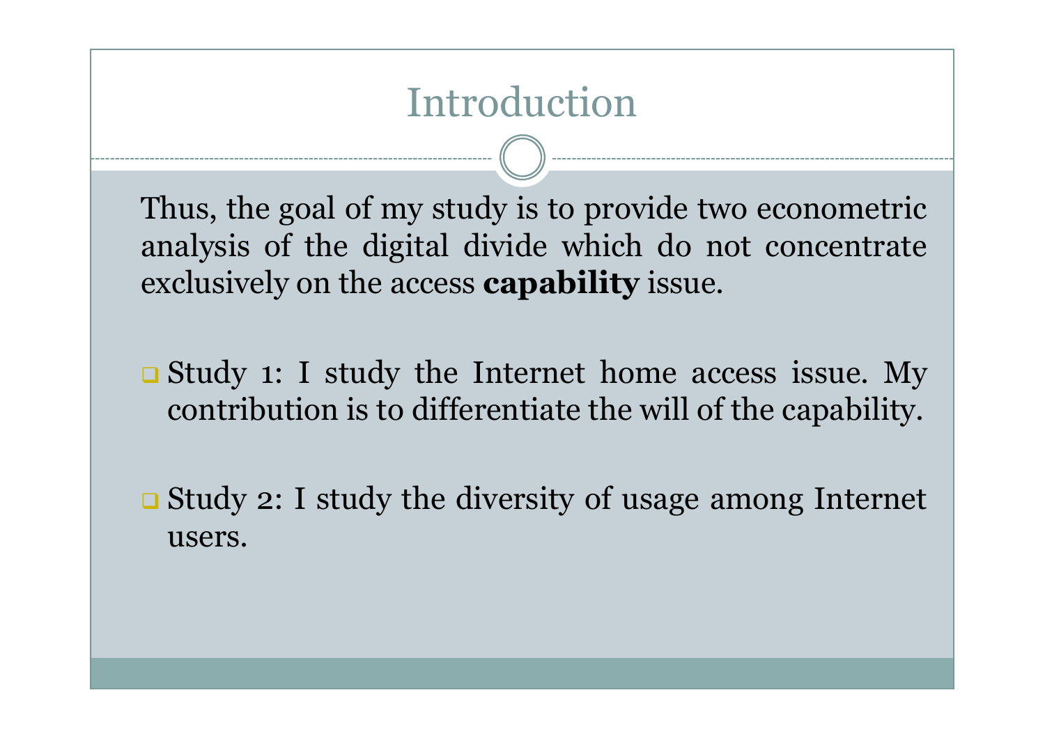# Introduction

Thus, the goal of my study is to provide two econometric analysis of the digital divide which do not concentrate exclusively on the access **capability** issue.

- Study 1: I study the Internet home access issue. My contribution is to differentiate the will of the capability.

- Study 2: I study the diversity of usage among Internet users.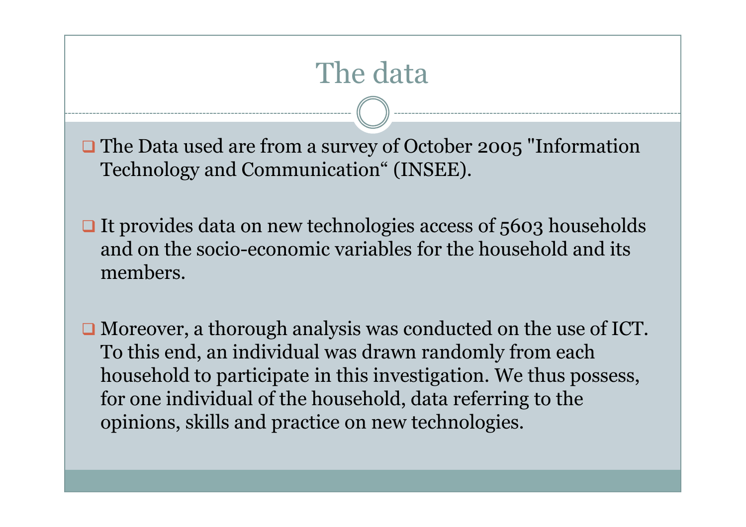# The data

- The Data used are from a survey of October 2005 "Information Technology and Communication“ (INSEE).

- It provides data on new technologies access of 5603 households and on the socio-economic variables for the household and its members.

- Moreover, a thorough analysis was conducted on the use of ICT. To this end, an individual was drawn randomly from each household to participate in this investigation. We thus possess, for one individual of the household, data referring to the opinions, skills and practice on new technologies.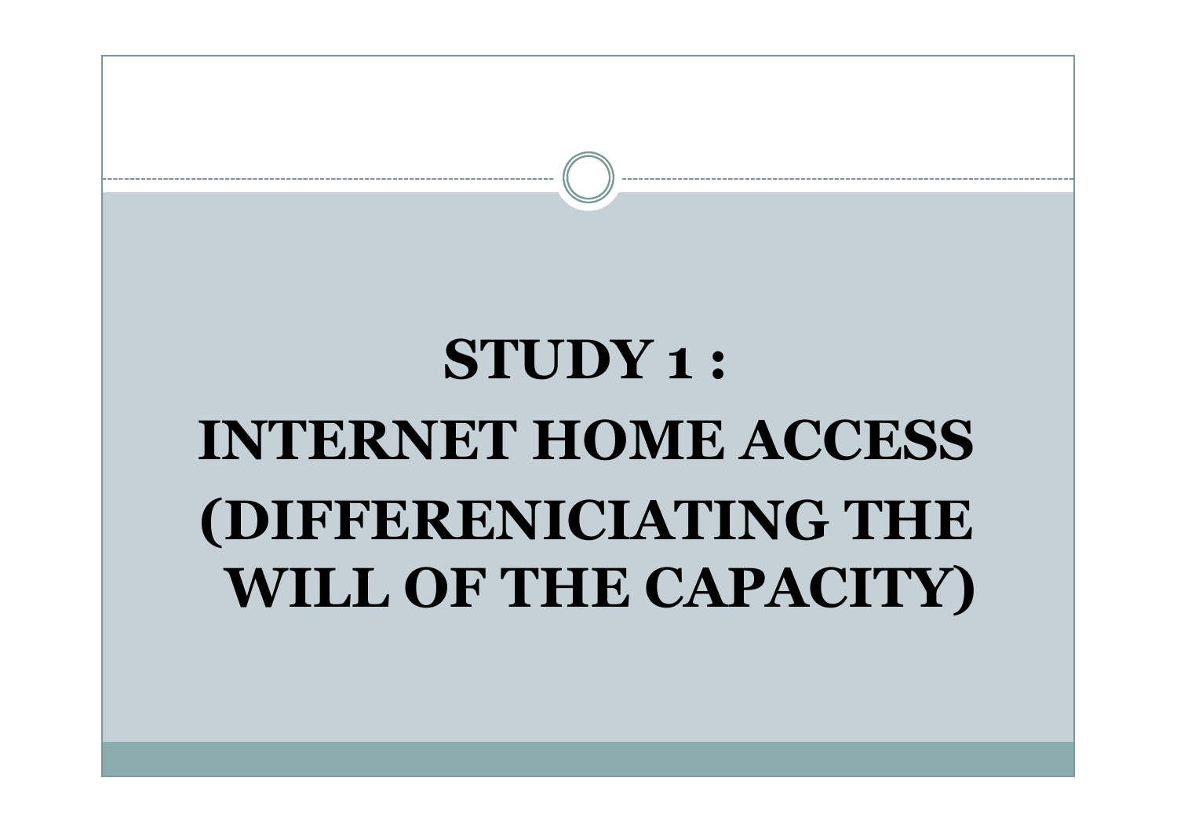# STUDY 1 : INTERNET HOME ACCESS (DIFFERENICIATING THE WILL OF THE CAPACITY)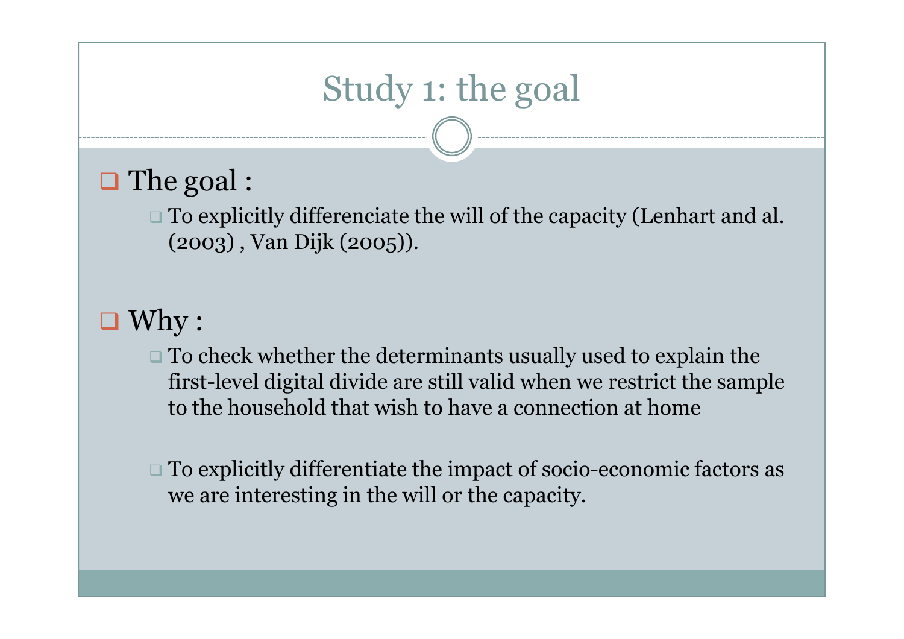# Study 1: the goal

- The goal :
  - To explicitly differenciate the will of the capacity (Lenhart and al. (2003) , Van Dijk (2005)).

- Why :
  - To check whether the determinants usually used to explain the first-level digital divide are still valid when we restrict the sample to the household that wish to have a connection at home
  - To explicitly differentiate the impact of socio-economic factors as we are interesting in the will or the capacity.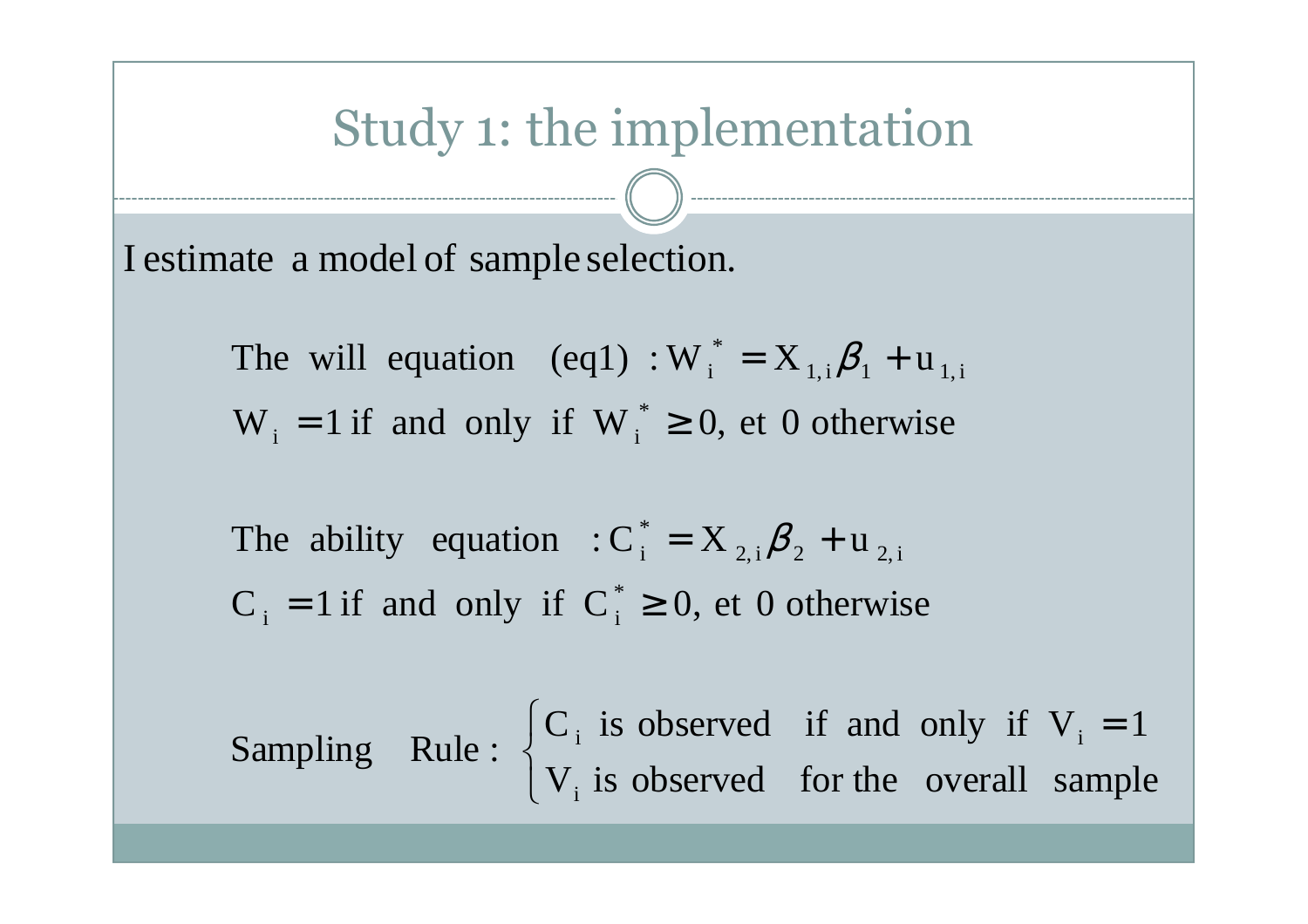# Study 1: the implementation

I estimate a model of sample selection.

The will equation (eq1) : $W_i^* = X_{1,i}\beta_1 + u_{1,i}$

$W_i = 1$ if and only if $W_i^* \geq 0$, et 0 otherwise

The ability equation : $C_i^* = X_{2,i}\beta_2 + u_{2,i}$

$C_i = 1$ if and only if $C_i^* \geq 0$, et 0 otherwise

$$\text{Sampling Rule : } \begin{cases} C_i \text{ is observed if and only if } V_i = 1 \\ V_i \text{ is observed for the overall sample} \end{cases}$$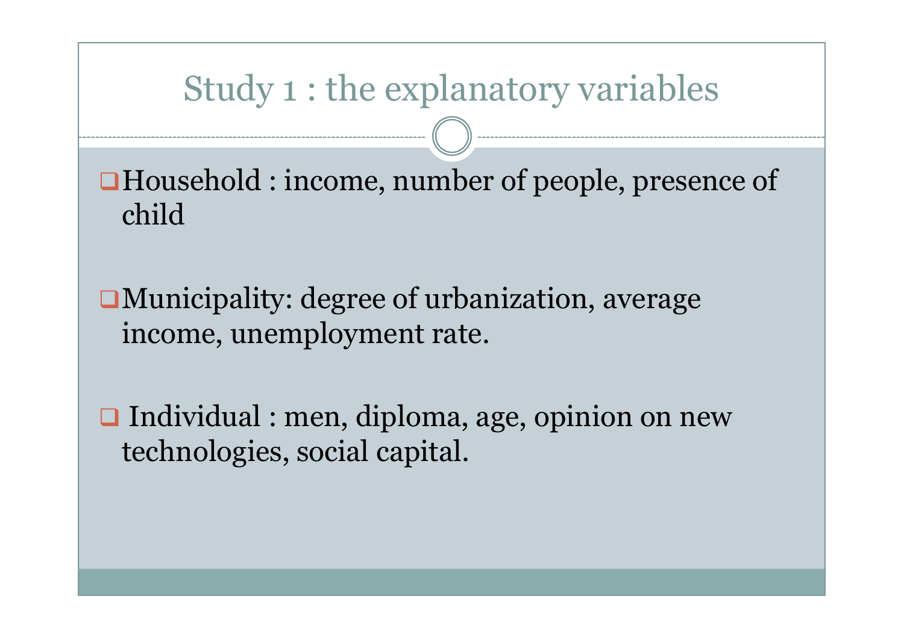# Study 1 : the explanatory variables

- Household : income, number of people, presence of child
- Municipality: degree of urbanization, average income, unemployment rate.
- Individual : men, diploma, age, opinion on new technologies, social capital.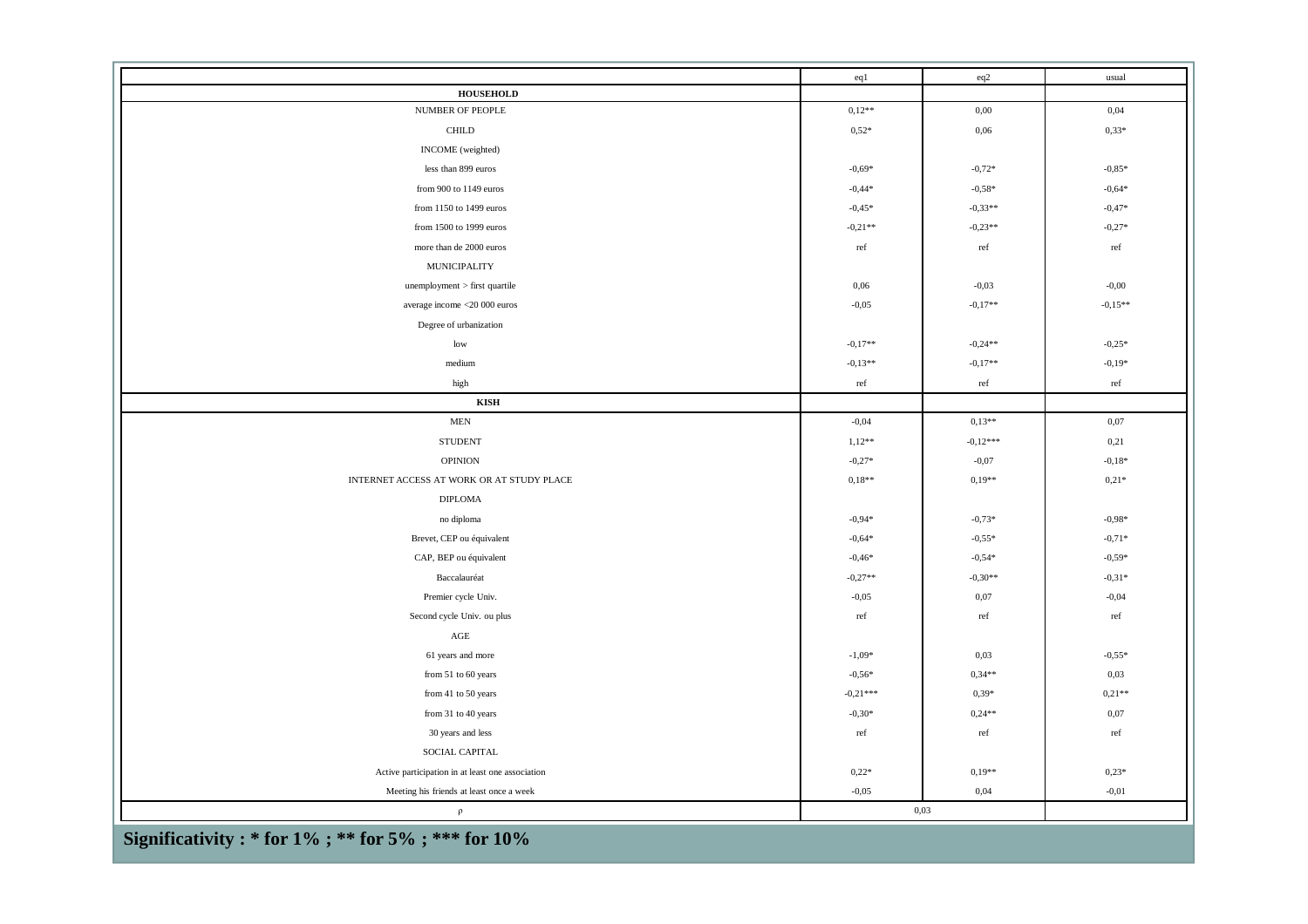| | eq1 | eq2 | usual |
|---|---|---|---|
| **HOUSEHOLD** | | | |
| NUMBER OF PEOPLE | 0,12** | 0,00 | 0,04 |
| CHILD | 0,52* | 0,06 | 0,33* |
| INCOME (weighted) | | | |
| less than 899 euros | -0,69* | -0,72* | -0,85* |
| from 900 to 1149 euros | -0,44* | -0,58* | -0,64* |
| from 1150 to 1499 euros | -0,45* | -0,33** | -0,47* |
| from 1500 to 1999 euros | -0,21** | -0,23** | -0,27* |
| more than de 2000 euros | ref | ref | ref |
| MUNICIPALITY | | | |
| unemployment > first quartile | 0,06 | -0,03 | -0,00 |
| average income <20 000 euros | -0,05 | -0,17** | -0,15** |
| Degree of urbanization | | | |
| low | -0,17** | -0,24** | -0,25* |
| medium | -0,13** | -0,17** | -0,19* |
| high | ref | ref | ref |
| **KISH** | | | |
| MEN | -0,04 | 0,13** | 0,07 |
| STUDENT | 1,12** | -0,12*** | 0,21 |
| OPINION | -0,27* | -0,07 | -0,18* |
| INTERNET ACCESS AT WORK OR AT STUDY PLACE | 0,18** | 0,19** | 0,21* |
| DIPLOMA | | | |
| no diploma | -0,94* | -0,73* | -0,98* |
| Brevet, CEP ou équivalent | -0,64* | -0,55* | -0,71* |
| CAP, BEP ou équivalent | -0,46* | -0,54* | -0,59* |
| Baccalauréat | -0,27** | -0,30** | -0,31* |
| Premier cycle Univ. | -0,05 | 0,07 | -0,04 |
| Second cycle Univ. ou plus | ref | ref | ref |
| AGE | | | |
| 61 years and more | -1,09* | 0,03 | -0,55* |
| from 51 to 60 years | -0,56* | 0,34** | 0,03 |
| from 41 to 50 years | -0,21*** | 0,39* | 0,21** |
| from 31 to 40 years | -0,30* | 0,24** | 0,07 |
| 30 years and less | ref | ref | ref |
| SOCIAL CAPITAL | | | |
| Active participation in at least one association | 0,22* | 0,19** | 0,23* |
| Meeting his friends at least once a week | -0,05 | 0,04 | -0,01 |
| ρ | 0,03 | | |

**Significativity : * for 1% ; ** for 5% ; *** for 10%**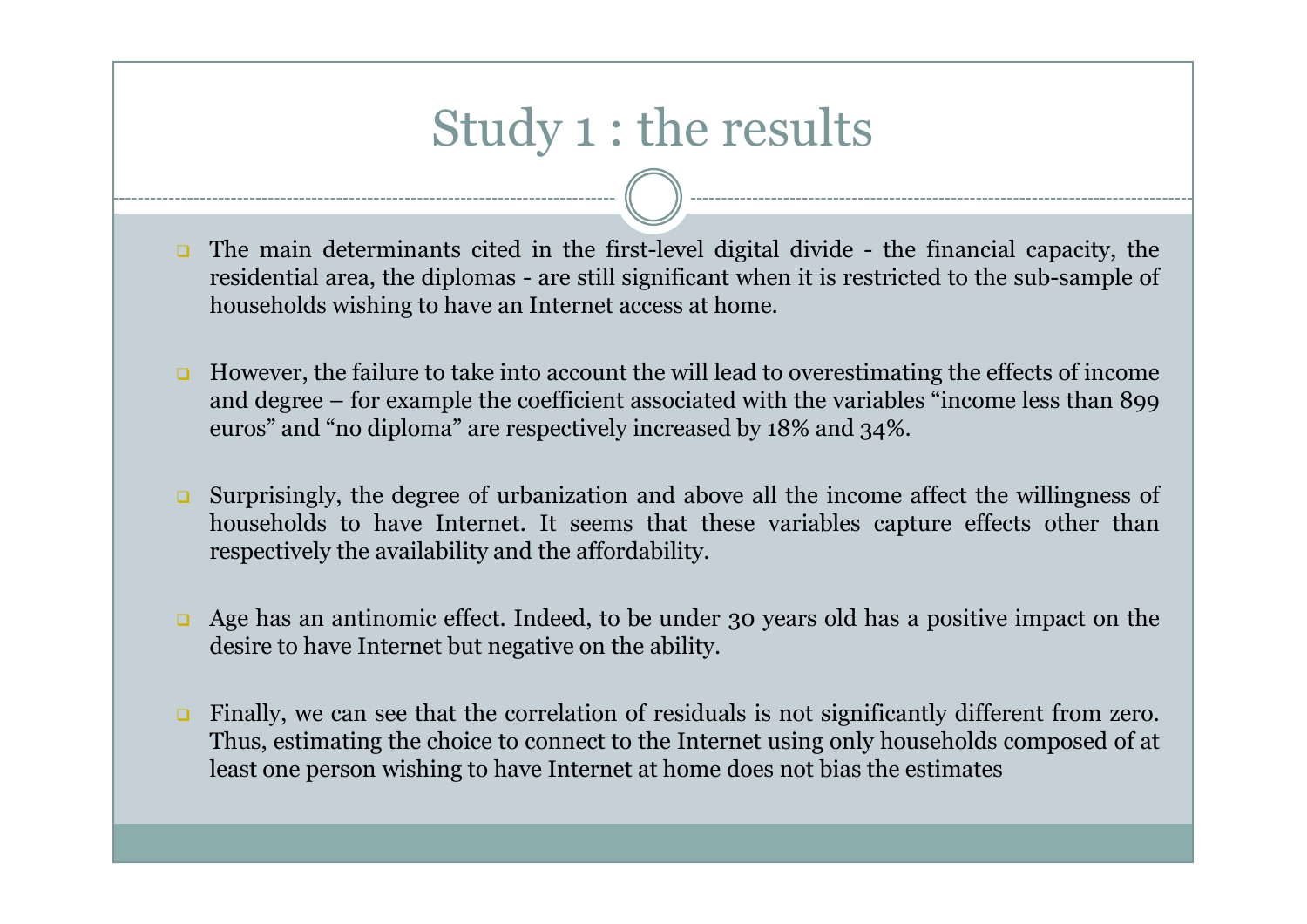# Study 1 : the results

- The main determinants cited in the first-level digital divide - the financial capacity, the residential area, the diplomas - are still significant when it is restricted to the sub-sample of households wishing to have an Internet access at home.

- However, the failure to take into account the will lead to overestimating the effects of income and degree – for example the coefficient associated with the variables “income less than 899 euros” and “no diploma” are respectively increased by 18% and 34%.

- Surprisingly, the degree of urbanization and above all the income affect the willingness of households to have Internet. It seems that these variables capture effects other than respectively the availability and the affordability.

- Age has an antinomic effect. Indeed, to be under 30 years old has a positive impact on the desire to have Internet but negative on the ability.

- Finally, we can see that the correlation of residuals is not significantly different from zero. Thus, estimating the choice to connect to the Internet using only households composed of at least one person wishing to have Internet at home does not bias the estimates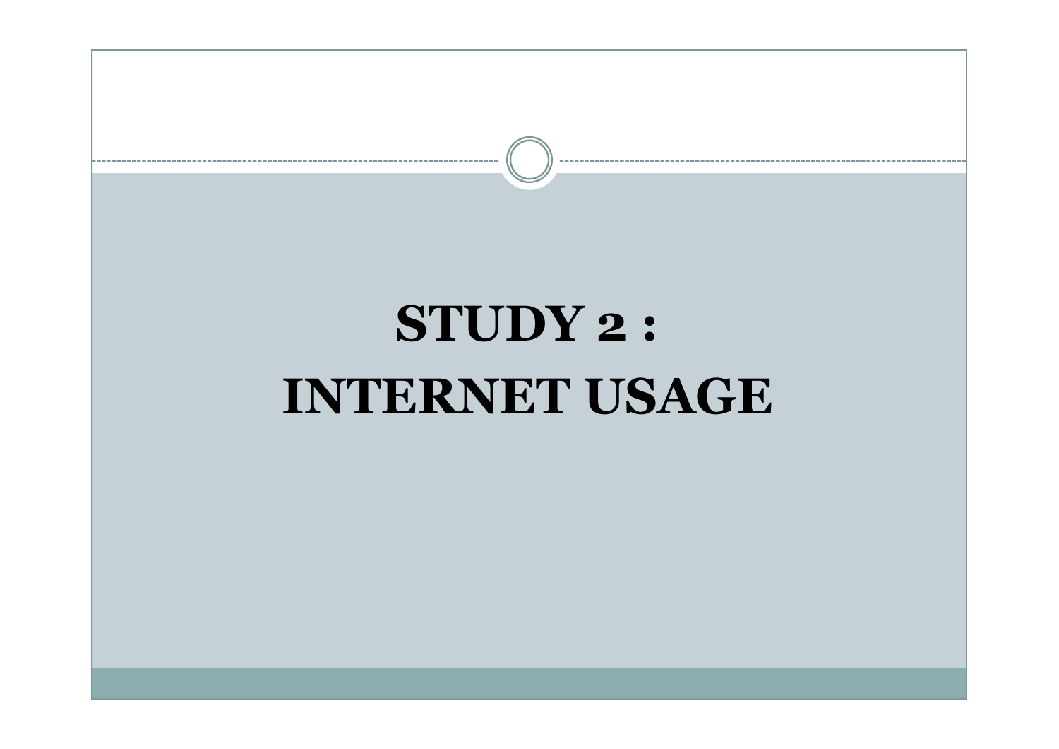# STUDY 2 : INTERNET USAGE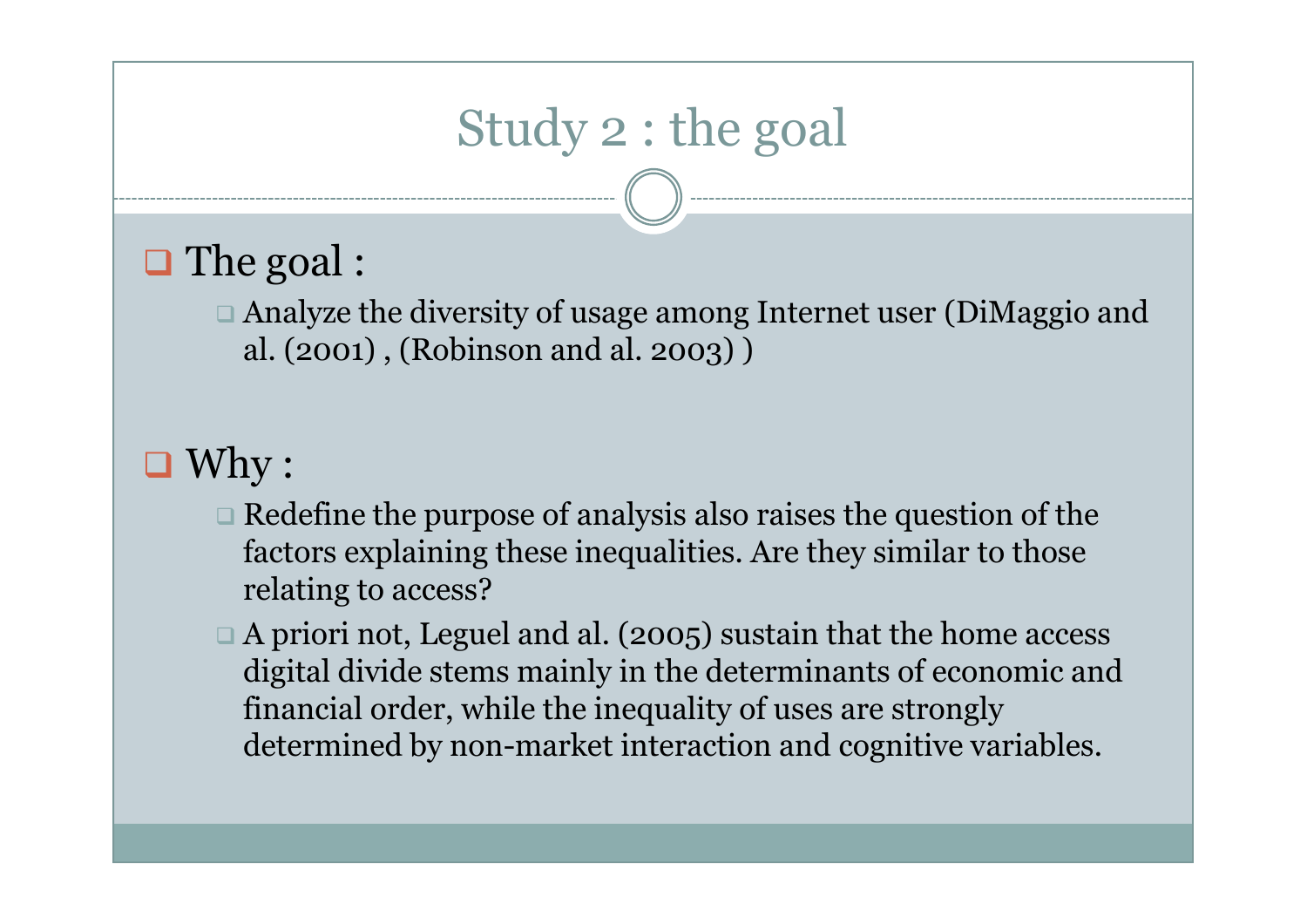# Study 2 : the goal

- The goal :
  - Analyze the diversity of usage among Internet user (DiMaggio and al. (2001) , (Robinson and al. 2003) )

- Why :
  - Redefine the purpose of analysis also raises the question of the factors explaining these inequalities. Are they similar to those relating to access?
  - A priori not, Leguel and al. (2005) sustain that the home access digital divide stems mainly in the determinants of economic and financial order, while the inequality of uses are strongly determined by non-market interaction and cognitive variables.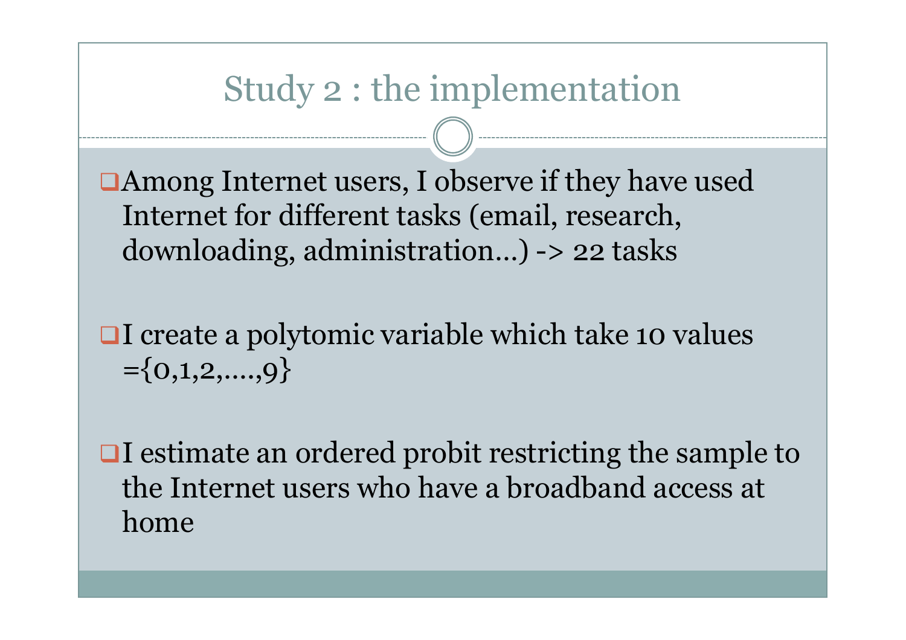# Study 2 : the implementation

- Among Internet users, I observe if they have used Internet for different tasks (email, research, downloading, administration…) -> 22 tasks

- I create a polytomic variable which take 10 values ={0,1,2,….,9}

- I estimate an ordered probit restricting the sample to the Internet users who have a broadband access at home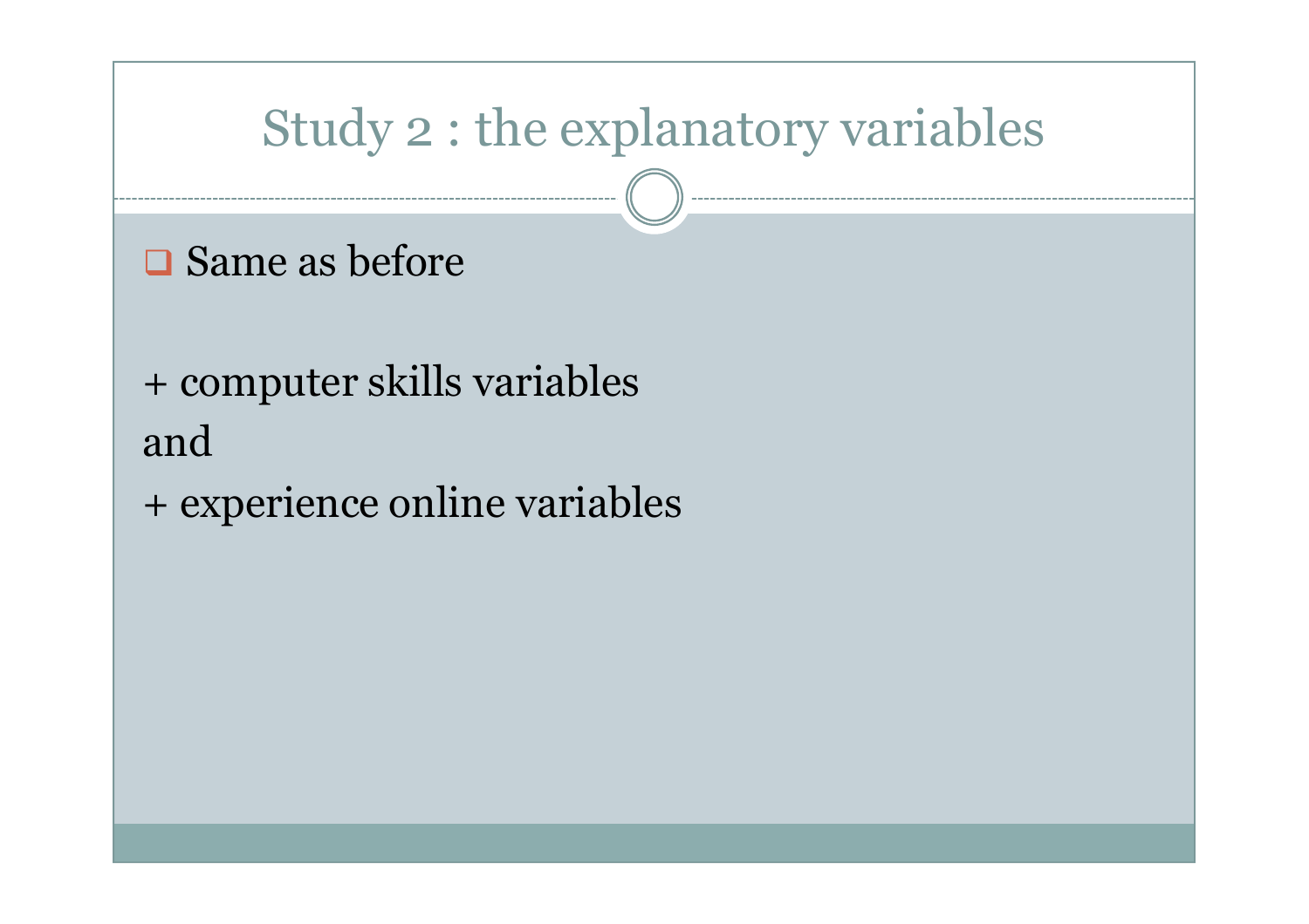# Study 2 : the explanatory variables

- Same as before

+ computer skills variables

and

+ experience online variables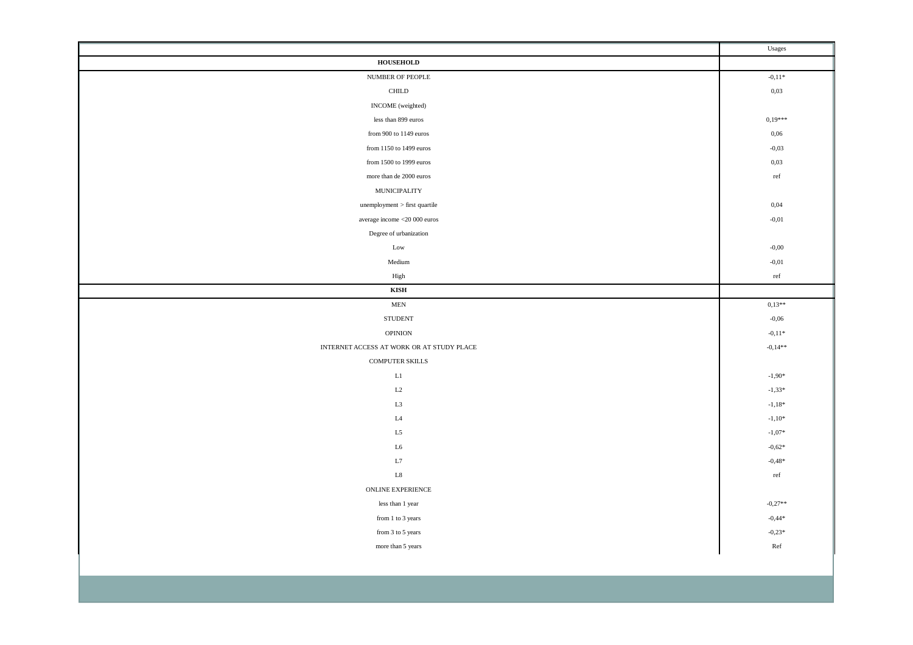|  | Usages |
|---|---|
| **HOUSEHOLD** |  |
| NUMBER OF PEOPLE | -0,11* |
| CHILD | 0,03 |
| INCOME (weighted) |  |
| less than 899 euros | 0,19*** |
| from 900 to 1149 euros | 0,06 |
| from 1150 to 1499 euros | -0,03 |
| from 1500 to 1999 euros | 0,03 |
| more than de 2000 euros | ref |
| MUNICIPALITY |  |
| unemployment > first quartile | 0,04 |
| average income <20 000 euros | -0,01 |
| Degree of urbanization |  |
| Low | -0,00 |
| Medium | -0,01 |
| High | ref |
| **KISH** |  |
| MEN | 0,13** |
| STUDENT | -0,06 |
| OPINION | -0,11* |
| INTERNET ACCESS AT WORK OR AT STUDY PLACE | -0,14** |
| COMPUTER SKILLS |  |
| L1 | -1,90* |
| L2 | -1,33* |
| L3 | -1,18* |
| L4 | -1,10* |
| L5 | -1,07* |
| L6 | -0,62* |
| L7 | -0,48* |
| L8 | ref |
| ONLINE EXPERIENCE |  |
| less than 1 year | -0,27** |
| from 1 to 3 years | -0,44* |
| from 3 to 5 years | -0,23* |
| more than 5 years | Ref |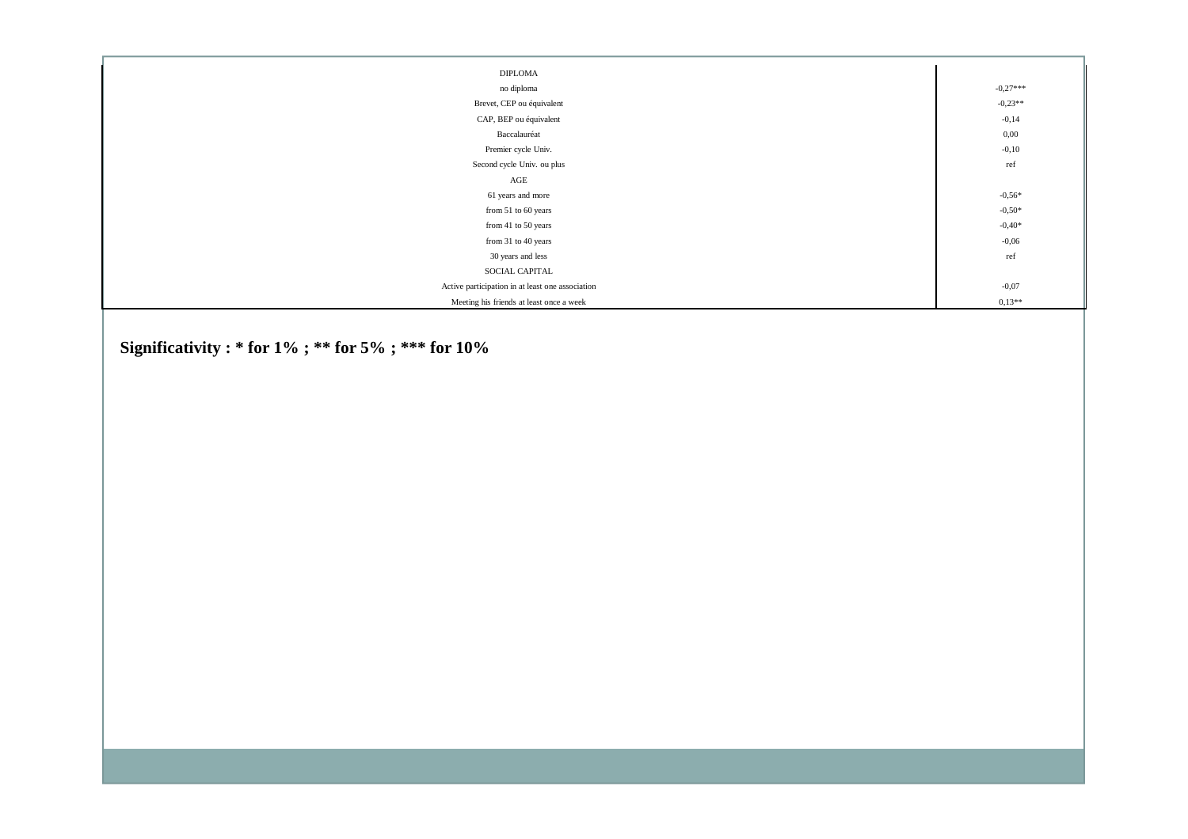| | |
|---|---|
| DIPLOMA | |
| no diploma | -0,27*** |
| Brevet, CEP ou équivalent | -0,23** |
| CAP, BEP ou équivalent | -0,14 |
| Baccalauréat | 0,00 |
| Premier cycle Univ. | -0,10 |
| Second cycle Univ. ou plus | ref |
| AGE | |
| 61 years and more | -0,56* |
| from 51 to 60 years | -0,50* |
| from 41 to 50 years | -0,40* |
| from 31 to 40 years | -0,06 |
| 30 years and less | ref |
| SOCIAL CAPITAL | |
| Active participation in at least one association | -0,07 |
| Meeting his friends at least once a week | 0,13** |

**Significativity : * for 1% ; ** for 5% ; *** for 10%**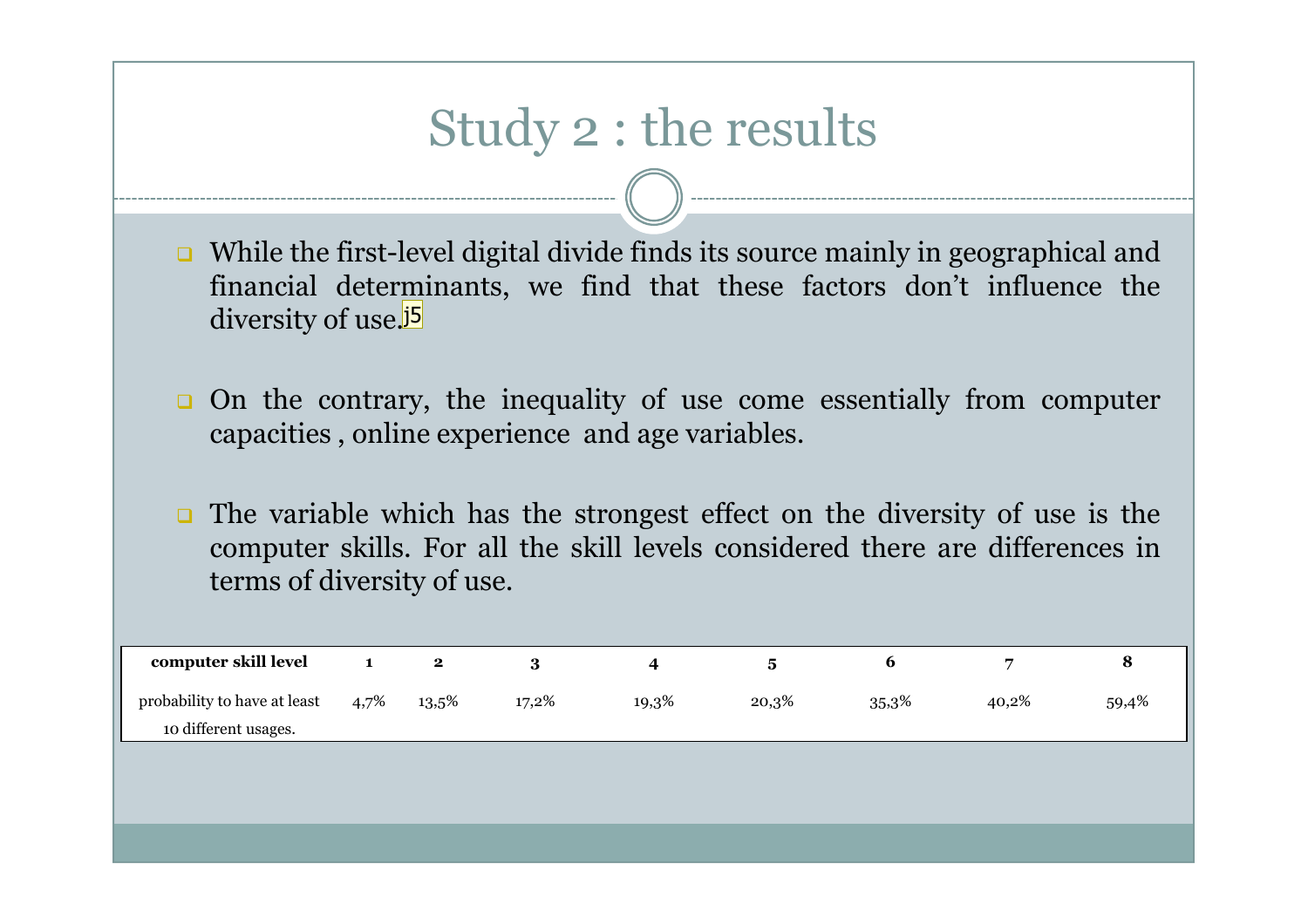# Study 2 : the results

- While the first-level digital divide finds its source mainly in geographical and financial determinants, we find that these factors don't influence the diversity of use.j5

- On the contrary, the inequality of use come essentially from computer capacities , online experience and age variables.

- The variable which has the strongest effect on the diversity of use is the computer skills. For all the skill levels considered there are differences in terms of diversity of use.

| **computer skill level** | **1** | **2** | **3** | **4** | **5** | **6** | **7** | **8** |
|---|---|---|---|---|---|---|---|---|
| probability to have at least 10 different usages. | 4,7% | 13,5% | 17,2% | 19,3% | 20,3% | 35,3% | 40,2% | 59,4% |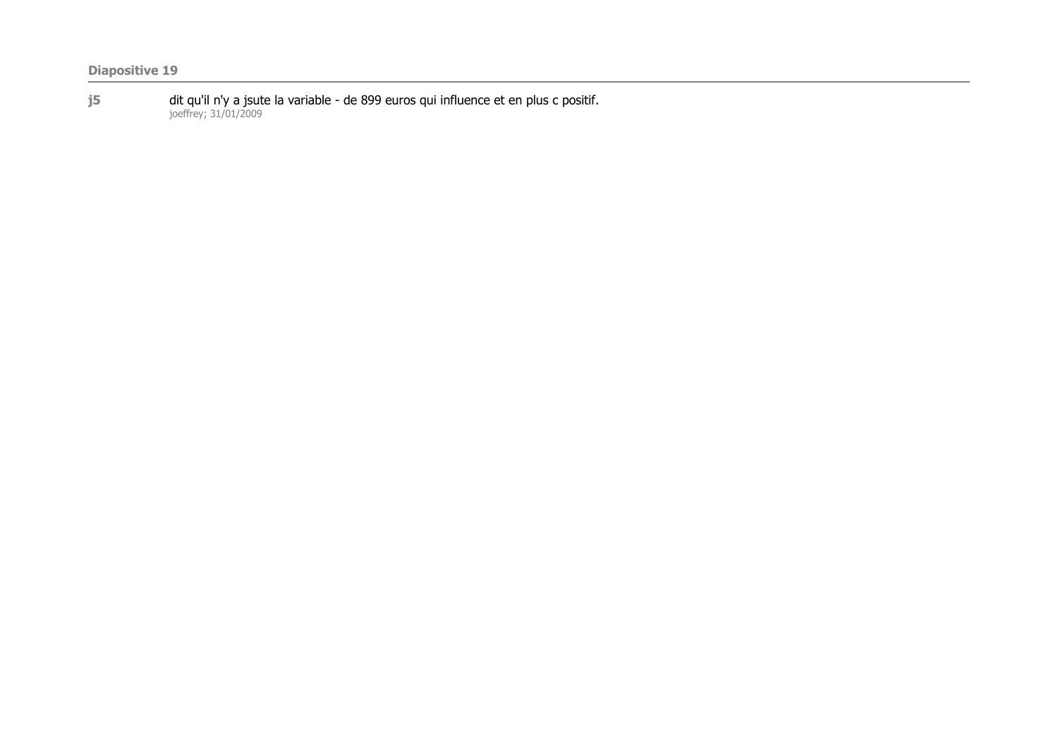**Diapositive 19**

**j5** dit qu'il n'y a jsute la variable - de 899 euros qui influence et en plus c positif.
joeffrey; 31/01/2009